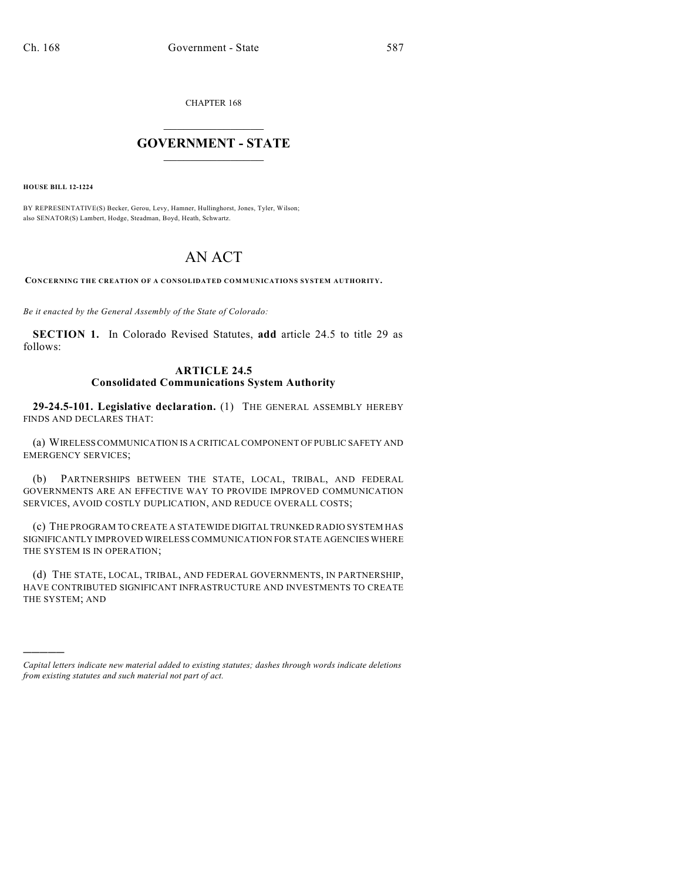CHAPTER 168

# GOVERNMENT - STATE

**HOUSE BILL 12-1224**

BY REPRESENTATIVE(S) Becker, Gerou, Levy, Hamner, Hullinghorst, Jones, Tyler, Wilson; also SENATOR(S) Lambert, Hodge, Steadman, Boyd, Heath, Schwartz.

# AN ACT

**CONCERNING THE CREATION OF A CONSOLIDATED COMMUNICATIONS SYSTEM AUTHORITY.**

*Be it enacted by the General Assembly of the State of Colorado:*

**SECTION 1.** In Colorado Revised Statutes, **add** article 24.5 to title 29 as follows:

### ARTICLE 24.5
### Consolidated Communications System Authority

**29-24.5-101. Legislative declaration.** (1) THE GENERAL ASSEMBLY HEREBY FINDS AND DECLARES THAT:

(a) WIRELESS COMMUNICATION IS A CRITICAL COMPONENT OF PUBLIC SAFETY AND EMERGENCY SERVICES;

(b) PARTNERSHIPS BETWEEN THE STATE, LOCAL, TRIBAL, AND FEDERAL GOVERNMENTS ARE AN EFFECTIVE WAY TO PROVIDE IMPROVED COMMUNICATION SERVICES, AVOID COSTLY DUPLICATION, AND REDUCE OVERALL COSTS;

(c) THE PROGRAM TO CREATE A STATEWIDE DIGITAL TRUNKED RADIO SYSTEM HAS SIGNIFICANTLY IMPROVED WIRELESS COMMUNICATION FOR STATE AGENCIES WHERE THE SYSTEM IS IN OPERATION;

(d) THE STATE, LOCAL, TRIBAL, AND FEDERAL GOVERNMENTS, IN PARTNERSHIP, HAVE CONTRIBUTED SIGNIFICANT INFRASTRUCTURE AND INVESTMENTS TO CREATE THE SYSTEM; AND

---

*Capital letters indicate new material added to existing statutes; dashes through words indicate deletions from existing statutes and such material not part of act.*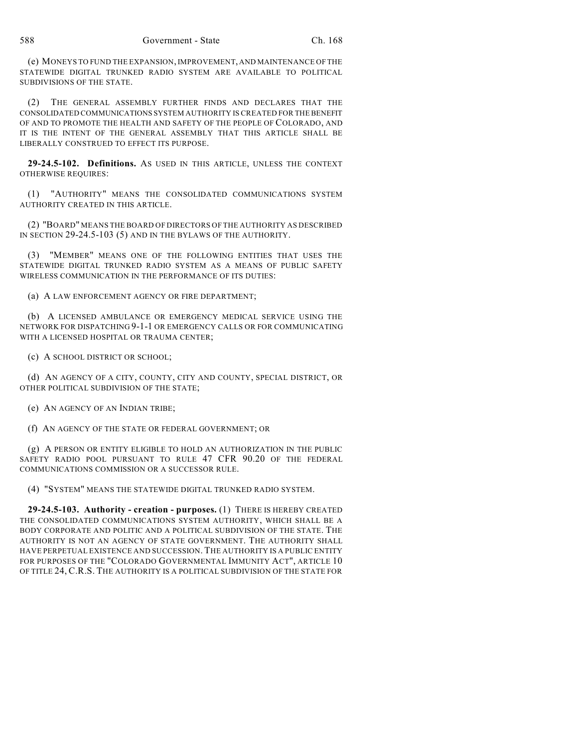(e) MONEYS TO FUND THE EXPANSION, IMPROVEMENT, AND MAINTENANCE OF THE STATEWIDE DIGITAL TRUNKED RADIO SYSTEM ARE AVAILABLE TO POLITICAL SUBDIVISIONS OF THE STATE.

(2) THE GENERAL ASSEMBLY FURTHER FINDS AND DECLARES THAT THE CONSOLIDATED COMMUNICATIONS SYSTEM AUTHORITY IS CREATED FOR THE BENEFIT OF AND TO PROMOTE THE HEALTH AND SAFETY OF THE PEOPLE OF COLORADO, AND IT IS THE INTENT OF THE GENERAL ASSEMBLY THAT THIS ARTICLE SHALL BE LIBERALLY CONSTRUED TO EFFECT ITS PURPOSE.

**29-24.5-102. Definitions.** AS USED IN THIS ARTICLE, UNLESS THE CONTEXT OTHERWISE REQUIRES:

(1) "AUTHORITY" MEANS THE CONSOLIDATED COMMUNICATIONS SYSTEM AUTHORITY CREATED IN THIS ARTICLE.

(2) "BOARD" MEANS THE BOARD OF DIRECTORS OF THE AUTHORITY AS DESCRIBED IN SECTION 29-24.5-103 (5) AND IN THE BYLAWS OF THE AUTHORITY.

(3) "MEMBER" MEANS ONE OF THE FOLLOWING ENTITIES THAT USES THE STATEWIDE DIGITAL TRUNKED RADIO SYSTEM AS A MEANS OF PUBLIC SAFETY WIRELESS COMMUNICATION IN THE PERFORMANCE OF ITS DUTIES:

(a) A LAW ENFORCEMENT AGENCY OR FIRE DEPARTMENT;

(b) A LICENSED AMBULANCE OR EMERGENCY MEDICAL SERVICE USING THE NETWORK FOR DISPATCHING 9-1-1 OR EMERGENCY CALLS OR FOR COMMUNICATING WITH A LICENSED HOSPITAL OR TRAUMA CENTER;

(c) A SCHOOL DISTRICT OR SCHOOL;

(d) AN AGENCY OF A CITY, COUNTY, CITY AND COUNTY, SPECIAL DISTRICT, OR OTHER POLITICAL SUBDIVISION OF THE STATE;

(e) AN AGENCY OF AN INDIAN TRIBE;

(f) AN AGENCY OF THE STATE OR FEDERAL GOVERNMENT; OR

(g) A PERSON OR ENTITY ELIGIBLE TO HOLD AN AUTHORIZATION IN THE PUBLIC SAFETY RADIO POOL PURSUANT TO RULE 47 CFR 90.20 OF THE FEDERAL COMMUNICATIONS COMMISSION OR A SUCCESSOR RULE.

(4) "SYSTEM" MEANS THE STATEWIDE DIGITAL TRUNKED RADIO SYSTEM.

**29-24.5-103. Authority - creation - purposes.** (1) THERE IS HEREBY CREATED THE CONSOLIDATED COMMUNICATIONS SYSTEM AUTHORITY, WHICH SHALL BE A BODY CORPORATE AND POLITIC AND A POLITICAL SUBDIVISION OF THE STATE. THE AUTHORITY IS NOT AN AGENCY OF STATE GOVERNMENT. THE AUTHORITY SHALL HAVE PERPETUAL EXISTENCE AND SUCCESSION. THE AUTHORITY IS A PUBLIC ENTITY FOR PURPOSES OF THE "COLORADO GOVERNMENTAL IMMUNITY ACT", ARTICLE 10 OF TITLE 24, C.R.S. THE AUTHORITY IS A POLITICAL SUBDIVISION OF THE STATE FOR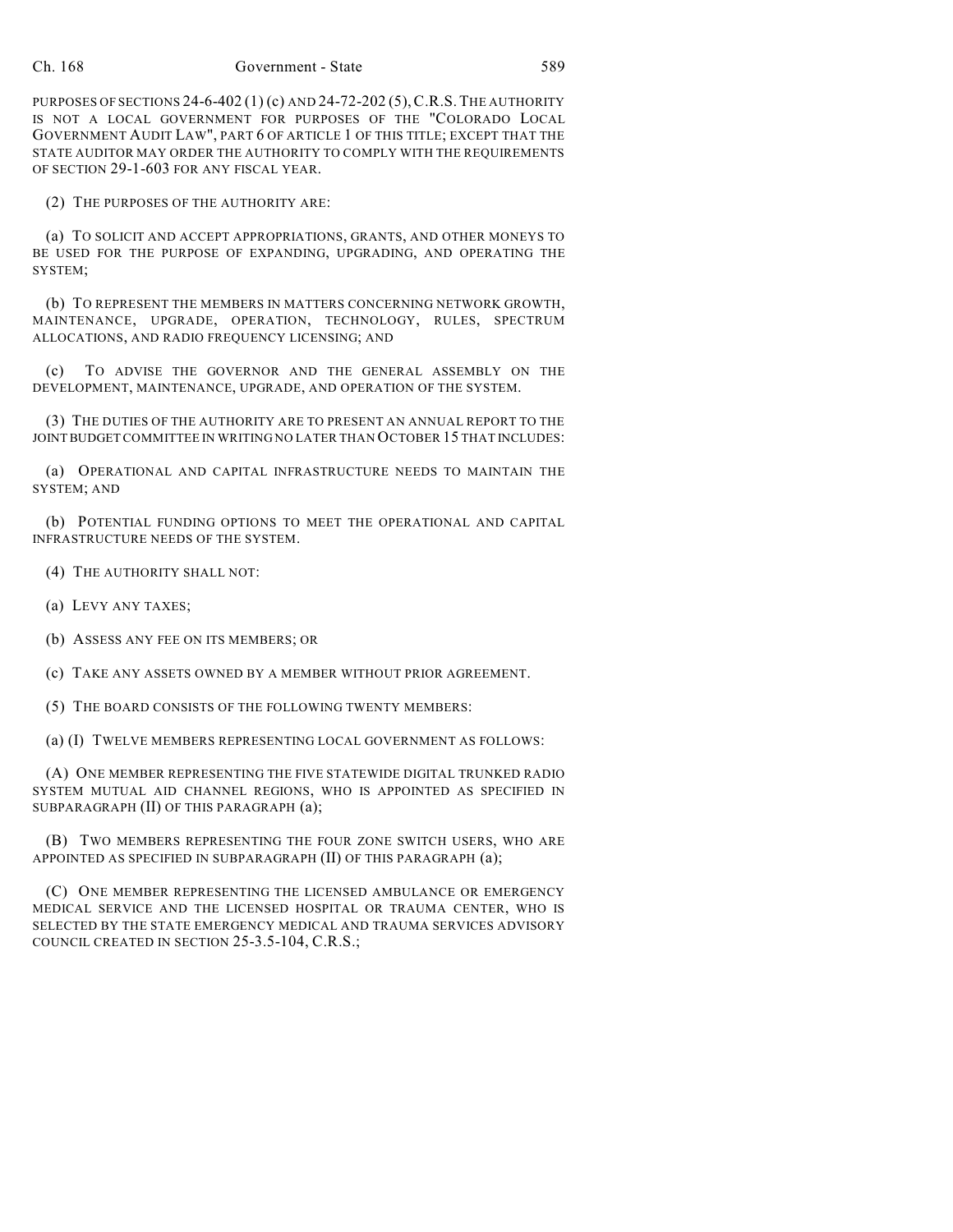PURPOSES OF SECTIONS 24-6-402 (1) (c) AND 24-72-202 (5), C.R.S. THE AUTHORITY IS NOT A LOCAL GOVERNMENT FOR PURPOSES OF THE "COLORADO LOCAL GOVERNMENT AUDIT LAW", PART 6 OF ARTICLE 1 OF THIS TITLE; EXCEPT THAT THE STATE AUDITOR MAY ORDER THE AUTHORITY TO COMPLY WITH THE REQUIREMENTS OF SECTION 29-1-603 FOR ANY FISCAL YEAR.

(2) THE PURPOSES OF THE AUTHORITY ARE:

(a) TO SOLICIT AND ACCEPT APPROPRIATIONS, GRANTS, AND OTHER MONEYS TO BE USED FOR THE PURPOSE OF EXPANDING, UPGRADING, AND OPERATING THE SYSTEM;

(b) TO REPRESENT THE MEMBERS IN MATTERS CONCERNING NETWORK GROWTH, MAINTENANCE, UPGRADE, OPERATION, TECHNOLOGY, RULES, SPECTRUM ALLOCATIONS, AND RADIO FREQUENCY LICENSING; AND

(c) TO ADVISE THE GOVERNOR AND THE GENERAL ASSEMBLY ON THE DEVELOPMENT, MAINTENANCE, UPGRADE, AND OPERATION OF THE SYSTEM.

(3) THE DUTIES OF THE AUTHORITY ARE TO PRESENT AN ANNUAL REPORT TO THE JOINT BUDGET COMMITTEE IN WRITING NO LATER THAN OCTOBER 15 THAT INCLUDES:

(a) OPERATIONAL AND CAPITAL INFRASTRUCTURE NEEDS TO MAINTAIN THE SYSTEM; AND

(b) POTENTIAL FUNDING OPTIONS TO MEET THE OPERATIONAL AND CAPITAL INFRASTRUCTURE NEEDS OF THE SYSTEM.

(4) THE AUTHORITY SHALL NOT:

(a) LEVY ANY TAXES;

(b) ASSESS ANY FEE ON ITS MEMBERS; OR

(c) TAKE ANY ASSETS OWNED BY A MEMBER WITHOUT PRIOR AGREEMENT.

(5) THE BOARD CONSISTS OF THE FOLLOWING TWENTY MEMBERS:

(a) (I) TWELVE MEMBERS REPRESENTING LOCAL GOVERNMENT AS FOLLOWS:

(A) ONE MEMBER REPRESENTING THE FIVE STATEWIDE DIGITAL TRUNKED RADIO SYSTEM MUTUAL AID CHANNEL REGIONS, WHO IS APPOINTED AS SPECIFIED IN SUBPARAGRAPH (II) OF THIS PARAGRAPH (a);

(B) TWO MEMBERS REPRESENTING THE FOUR ZONE SWITCH USERS, WHO ARE APPOINTED AS SPECIFIED IN SUBPARAGRAPH (II) OF THIS PARAGRAPH (a);

(C) ONE MEMBER REPRESENTING THE LICENSED AMBULANCE OR EMERGENCY MEDICAL SERVICE AND THE LICENSED HOSPITAL OR TRAUMA CENTER, WHO IS SELECTED BY THE STATE EMERGENCY MEDICAL AND TRAUMA SERVICES ADVISORY COUNCIL CREATED IN SECTION 25-3.5-104, C.R.S.;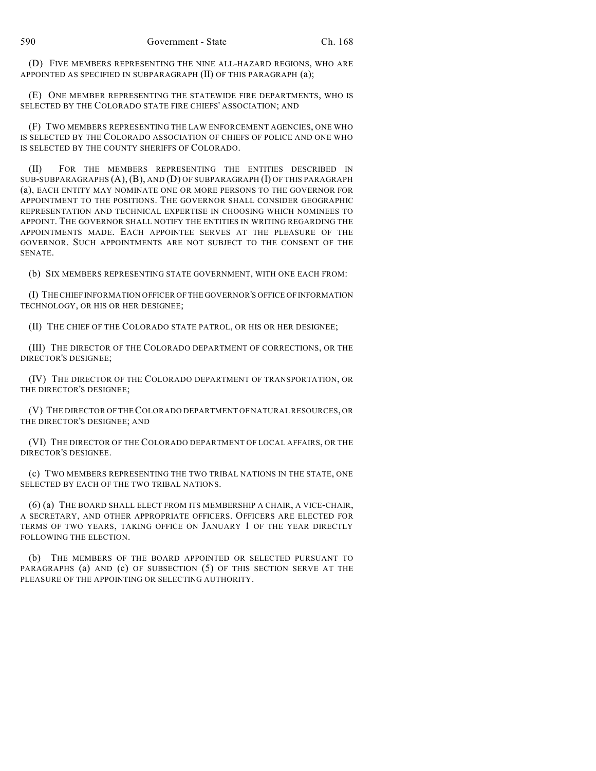(D) FIVE MEMBERS REPRESENTING THE NINE ALL-HAZARD REGIONS, WHO ARE APPOINTED AS SPECIFIED IN SUBPARAGRAPH (II) OF THIS PARAGRAPH (a);

(E) ONE MEMBER REPRESENTING THE STATEWIDE FIRE DEPARTMENTS, WHO IS SELECTED BY THE COLORADO STATE FIRE CHIEFS' ASSOCIATION; AND

(F) TWO MEMBERS REPRESENTING THE LAW ENFORCEMENT AGENCIES, ONE WHO IS SELECTED BY THE COLORADO ASSOCIATION OF CHIEFS OF POLICE AND ONE WHO IS SELECTED BY THE COUNTY SHERIFFS OF COLORADO.

(II) FOR THE MEMBERS REPRESENTING THE ENTITIES DESCRIBED IN SUB-SUBPARAGRAPHS (A), (B), AND (D) OF SUBPARAGRAPH (I) OF THIS PARAGRAPH (a), EACH ENTITY MAY NOMINATE ONE OR MORE PERSONS TO THE GOVERNOR FOR APPOINTMENT TO THE POSITIONS. THE GOVERNOR SHALL CONSIDER GEOGRAPHIC REPRESENTATION AND TECHNICAL EXPERTISE IN CHOOSING WHICH NOMINEES TO APPOINT. THE GOVERNOR SHALL NOTIFY THE ENTITIES IN WRITING REGARDING THE APPOINTMENTS MADE. EACH APPOINTEE SERVES AT THE PLEASURE OF THE GOVERNOR. SUCH APPOINTMENTS ARE NOT SUBJECT TO THE CONSENT OF THE SENATE.

(b) SIX MEMBERS REPRESENTING STATE GOVERNMENT, WITH ONE EACH FROM:

(I) THE CHIEF INFORMATION OFFICER OF THE GOVERNOR'S OFFICE OF INFORMATION TECHNOLOGY, OR HIS OR HER DESIGNEE;

(II) THE CHIEF OF THE COLORADO STATE PATROL, OR HIS OR HER DESIGNEE;

(III) THE DIRECTOR OF THE COLORADO DEPARTMENT OF CORRECTIONS, OR THE DIRECTOR'S DESIGNEE;

(IV) THE DIRECTOR OF THE COLORADO DEPARTMENT OF TRANSPORTATION, OR THE DIRECTOR'S DESIGNEE;

(V) THE DIRECTOR OF THE COLORADO DEPARTMENT OF NATURAL RESOURCES, OR THE DIRECTOR'S DESIGNEE; AND

(VI) THE DIRECTOR OF THE COLORADO DEPARTMENT OF LOCAL AFFAIRS, OR THE DIRECTOR'S DESIGNEE.

(c) TWO MEMBERS REPRESENTING THE TWO TRIBAL NATIONS IN THE STATE, ONE SELECTED BY EACH OF THE TWO TRIBAL NATIONS.

(6) (a) THE BOARD SHALL ELECT FROM ITS MEMBERSHIP A CHAIR, A VICE-CHAIR, A SECRETARY, AND OTHER APPROPRIATE OFFICERS. OFFICERS ARE ELECTED FOR TERMS OF TWO YEARS, TAKING OFFICE ON JANUARY 1 OF THE YEAR DIRECTLY FOLLOWING THE ELECTION.

(b) THE MEMBERS OF THE BOARD APPOINTED OR SELECTED PURSUANT TO PARAGRAPHS (a) AND (c) OF SUBSECTION (5) OF THIS SECTION SERVE AT THE PLEASURE OF THE APPOINTING OR SELECTING AUTHORITY.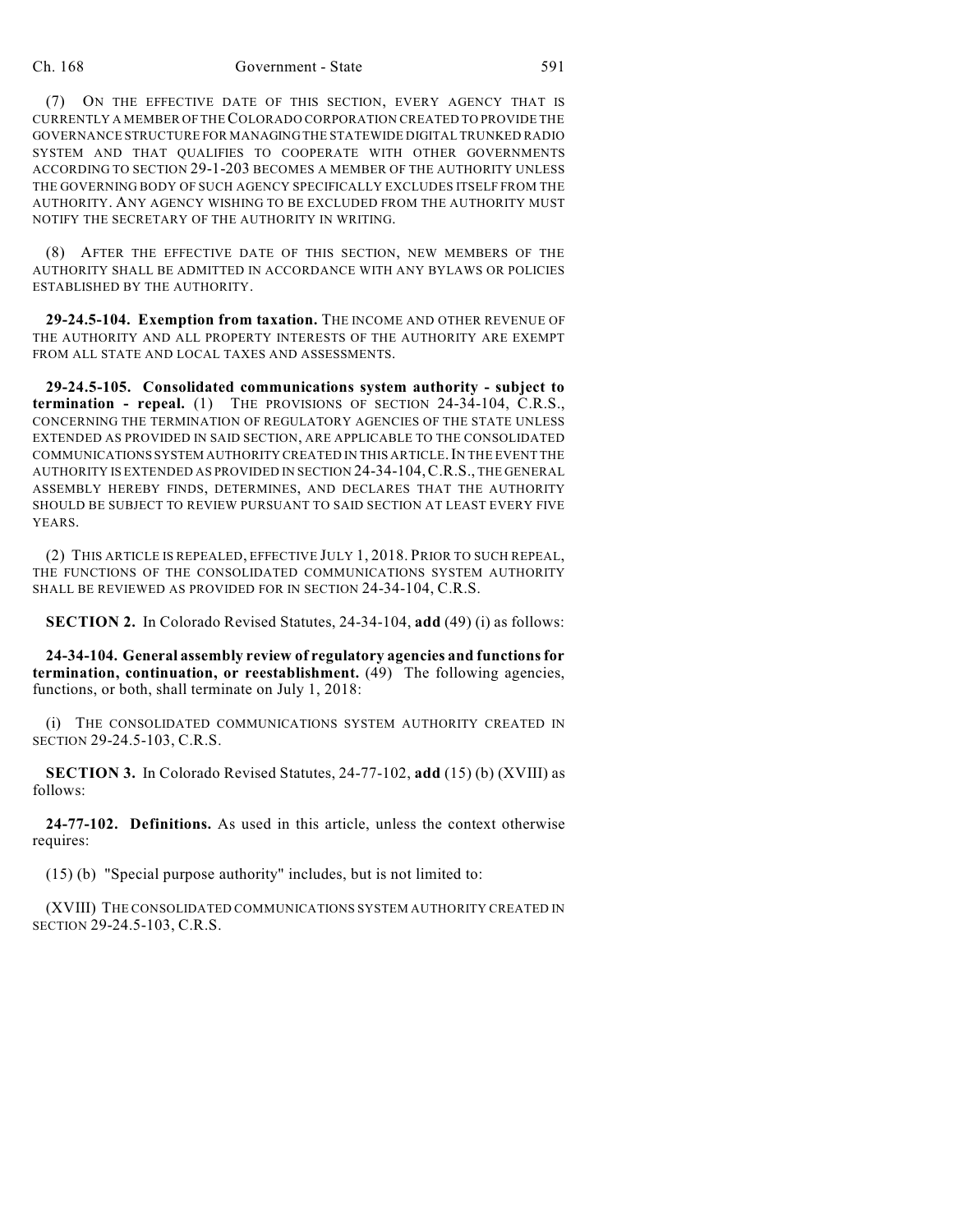(7) ON THE EFFECTIVE DATE OF THIS SECTION, EVERY AGENCY THAT IS CURRENTLY A MEMBER OF THE COLORADO CORPORATION CREATED TO PROVIDE THE GOVERNANCE STRUCTURE FOR MANAGING THE STATEWIDE DIGITAL TRUNKED RADIO SYSTEM AND THAT QUALIFIES TO COOPERATE WITH OTHER GOVERNMENTS ACCORDING TO SECTION 29-1-203 BECOMES A MEMBER OF THE AUTHORITY UNLESS THE GOVERNING BODY OF SUCH AGENCY SPECIFICALLY EXCLUDES ITSELF FROM THE AUTHORITY. ANY AGENCY WISHING TO BE EXCLUDED FROM THE AUTHORITY MUST NOTIFY THE SECRETARY OF THE AUTHORITY IN WRITING.

(8) AFTER THE EFFECTIVE DATE OF THIS SECTION, NEW MEMBERS OF THE AUTHORITY SHALL BE ADMITTED IN ACCORDANCE WITH ANY BYLAWS OR POLICIES ESTABLISHED BY THE AUTHORITY.

**29-24.5-104. Exemption from taxation.** THE INCOME AND OTHER REVENUE OF THE AUTHORITY AND ALL PROPERTY INTERESTS OF THE AUTHORITY ARE EXEMPT FROM ALL STATE AND LOCAL TAXES AND ASSESSMENTS.

**29-24.5-105. Consolidated communications system authority - subject to termination - repeal.** (1) THE PROVISIONS OF SECTION 24-34-104, C.R.S., CONCERNING THE TERMINATION OF REGULATORY AGENCIES OF THE STATE UNLESS EXTENDED AS PROVIDED IN SAID SECTION, ARE APPLICABLE TO THE CONSOLIDATED COMMUNICATIONS SYSTEM AUTHORITY CREATED IN THIS ARTICLE. IN THE EVENT THE AUTHORITY IS EXTENDED AS PROVIDED IN SECTION 24-34-104, C.R.S., THE GENERAL ASSEMBLY HEREBY FINDS, DETERMINES, AND DECLARES THAT THE AUTHORITY SHOULD BE SUBJECT TO REVIEW PURSUANT TO SAID SECTION AT LEAST EVERY FIVE YEARS.

(2) THIS ARTICLE IS REPEALED, EFFECTIVE JULY 1, 2018. PRIOR TO SUCH REPEAL, THE FUNCTIONS OF THE CONSOLIDATED COMMUNICATIONS SYSTEM AUTHORITY SHALL BE REVIEWED AS PROVIDED FOR IN SECTION 24-34-104, C.R.S.

**SECTION 2.** In Colorado Revised Statutes, 24-34-104, **add** (49) (i) as follows:

**24-34-104. General assembly review of regulatory agencies and functions for termination, continuation, or reestablishment.** (49) The following agencies, functions, or both, shall terminate on July 1, 2018:

(i) THE CONSOLIDATED COMMUNICATIONS SYSTEM AUTHORITY CREATED IN SECTION 29-24.5-103, C.R.S.

**SECTION 3.** In Colorado Revised Statutes, 24-77-102, **add** (15) (b) (XVIII) as follows:

**24-77-102. Definitions.** As used in this article, unless the context otherwise requires:

(15) (b) "Special purpose authority" includes, but is not limited to:

(XVIII) THE CONSOLIDATED COMMUNICATIONS SYSTEM AUTHORITY CREATED IN SECTION 29-24.5-103, C.R.S.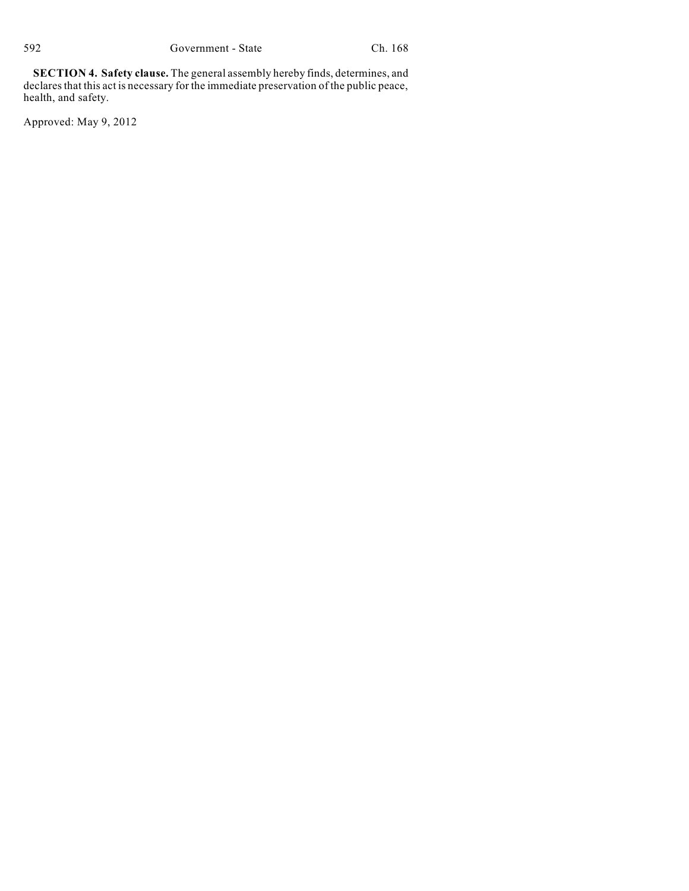**SECTION 4. Safety clause.** The general assembly hereby finds, determines, and declares that this act is necessary for the immediate preservation of the public peace, health, and safety.

Approved: May 9, 2012